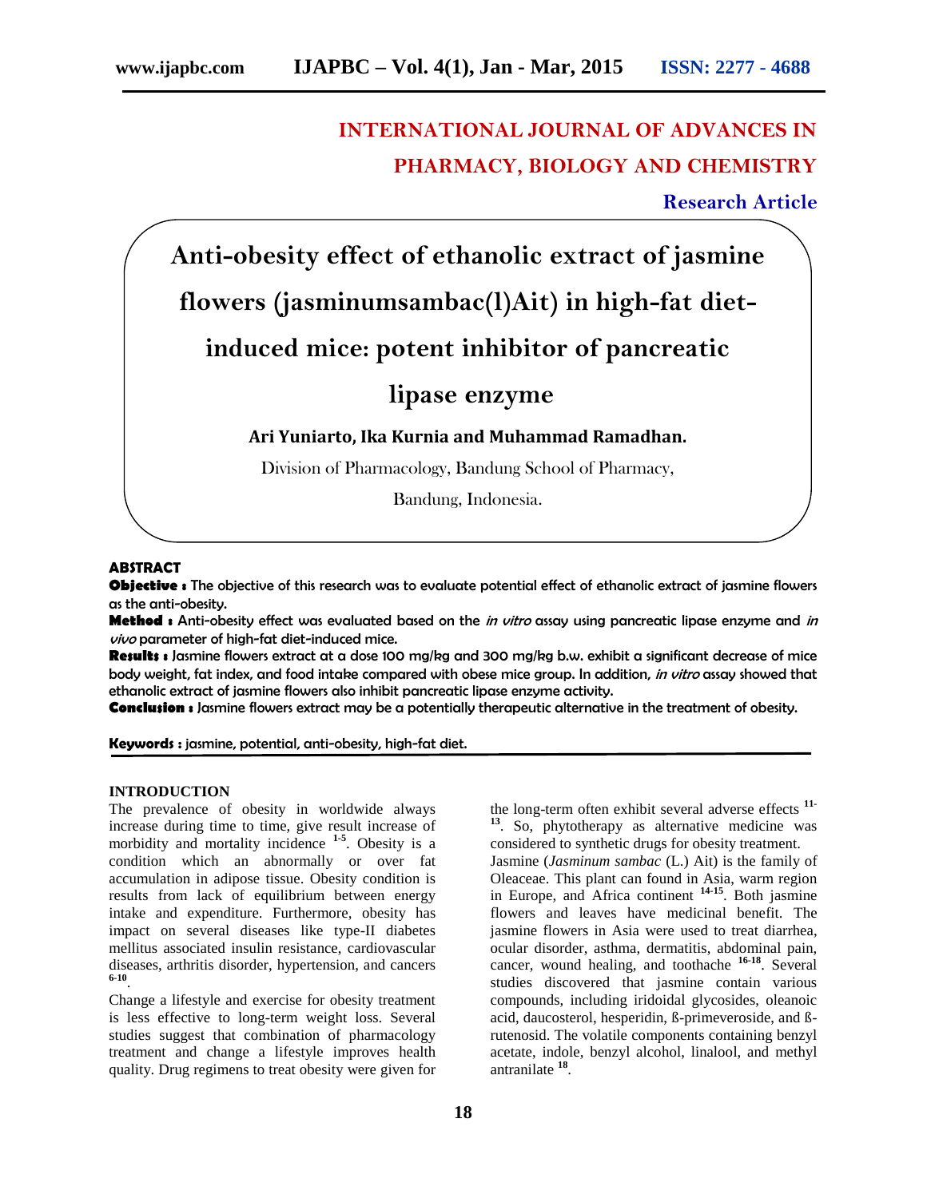# INTERNATIONAL JOURNAL OF ADVANCES IN PHARMACY, BIOLOGY AND CHEMISTRY

**Research Article**

# Anti-obesity effect of ethanolic extract of jasmine flowers (jasminumsambac(l)Ait) in high-fat diet-induced mice: potent inhibitor of pancreatic lipase enzyme

**Ari Yuniarto, Ika Kurnia and Muhammad Ramadhan.**

Division of Pharmacology, Bandung School of Pharmacy,

Bandung, Indonesia.

## ABSTRACT

**Objective :** The objective of this research was to evaluate potential effect of ethanolic extract of jasmine flowers as the anti-obesity.

**Method :** Anti-obesity effect was evaluated based on the *in vitro* assay using pancreatic lipase enzyme and *in vivo* parameter of high-fat diet-induced mice.

**Results :** Jasmine flowers extract at a dose 100 mg/kg and 300 mg/kg b.w. exhibit a significant decrease of mice body weight, fat index, and food intake compared with obese mice group. In addition, *in vitro* assay showed that ethanolic extract of jasmine flowers also inhibit pancreatic lipase enzyme activity.

**Conclusion :** Jasmine flowers extract may be a potentially therapeutic alternative in the treatment of obesity.

**Keywords :** jasmine, potential, anti-obesity, high-fat diet.

## INTRODUCTION

The prevalence of obesity in worldwide always increase during time to time, give result increase of morbidity and mortality incidence [1-5]. Obesity is a condition which an abnormally or over fat accumulation in adipose tissue. Obesity condition is results from lack of equilibrium between energy intake and expenditure. Furthermore, obesity has impact on several diseases like type-II diabetes mellitus associated insulin resistance, cardiovascular diseases, arthritis disorder, hypertension, and cancers [6-10].

Change a lifestyle and exercise for obesity treatment is less effective to long-term weight loss. Several studies suggest that combination of pharmacology treatment and change a lifestyle improves health quality. Drug regimens to treat obesity were given for the long-term often exhibit several adverse effects [11-13]. So, phytotherapy as alternative medicine was considered to synthetic drugs for obesity treatment.

Jasmine (*Jasminum sambac* (L.) Ait) is the family of Oleaceae. This plant can found in Asia, warm region in Europe, and Africa continent [14-15]. Both jasmine flowers and leaves have medicinal benefit. The jasmine flowers in Asia were used to treat diarrhea, ocular disorder, asthma, dermatitis, abdominal pain, cancer, wound healing, and toothache [16-18]. Several studies discovered that jasmine contain various compounds, including iridoidal glycosides, oleanoic acid, daucosterol, hesperidin, ß-primeveroside, and ß-rutenosid. The volatile components containing benzyl acetate, indole, benzyl alcohol, linalool, and methyl antranilate [18].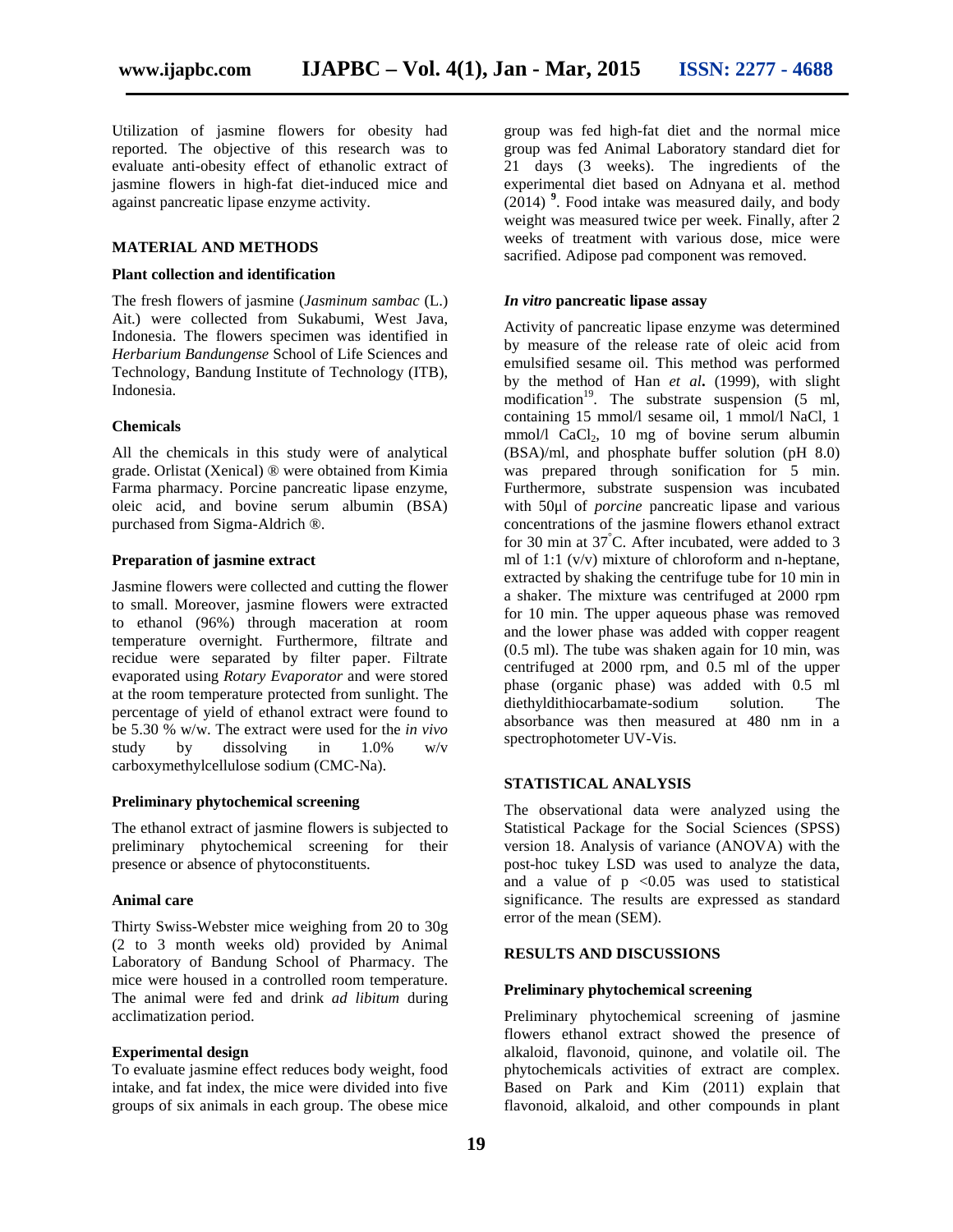Utilization of jasmine flowers for obesity had reported. The objective of this research was to evaluate anti-obesity effect of ethanolic extract of jasmine flowers in high-fat diet-induced mice and against pancreatic lipase enzyme activity.

## MATERIAL AND METHODS

### Plant collection and identification

The fresh flowers of jasmine (*Jasminum sambac* (L.) Ait.) were collected from Sukabumi, West Java, Indonesia. The flowers specimen was identified in *Herbarium Bandungense* School of Life Sciences and Technology, Bandung Institute of Technology (ITB), Indonesia.

### Chemicals

All the chemicals in this study were of analytical grade. Orlistat (Xenical) ® were obtained from Kimia Farma pharmacy. Porcine pancreatic lipase enzyme, oleic acid, and bovine serum albumin (BSA) purchased from Sigma-Aldrich ®.

### Preparation of jasmine extract

Jasmine flowers were collected and cutting the flower to small. Moreover, jasmine flowers were extracted to ethanol (96%) through maceration at room temperature overnight. Furthermore, filtrate and recidue were separated by filter paper. Filtrate evaporated using *Rotary Evaporator* and were stored at the room temperature protected from sunlight. The percentage of yield of ethanol extract were found to be 5.30 % w/w. The extract were used for the *in vivo* study by dissolving in 1.0% w/v carboxymethylcellulose sodium (CMC-Na).

### Preliminary phytochemical screening

The ethanol extract of jasmine flowers is subjected to preliminary phytochemical screening for their presence or absence of phytoconstituents.

### Animal care

Thirty Swiss-Webster mice weighing from 20 to 30g (2 to 3 month weeks old) provided by Animal Laboratory of Bandung School of Pharmacy. The mice were housed in a controlled room temperature. The animal were fed and drink *ad libitum* during acclimatization period.

### Experimental design

To evaluate jasmine effect reduces body weight, food intake, and fat index, the mice were divided into five groups of six animals in each group. The obese mice group was fed high-fat diet and the normal mice group was fed Animal Laboratory standard diet for 21 days (3 weeks). The ingredients of the experimental diet based on Adnyana et al. method (2014) [9]. Food intake was measured daily, and body weight was measured twice per week. Finally, after 2 weeks of treatment with various dose, mice were sacrified. Adipose pad component was removed.

### *In vitro* pancreatic lipase assay

Activity of pancreatic lipase enzyme was determined by measure of the release rate of oleic acid from emulsified sesame oil. This method was performed by the method of Han *et al***.** (1999), with slight modification[19]. The substrate suspension (5 ml, containing 15 mmol/l sesame oil, 1 mmol/l NaCl, 1 mmol/l $CaCl_2$, 10 mg of bovine serum albumin (BSA)/ml, and phosphate buffer solution (pH 8.0) was prepared through sonification for 5 min. Furthermore, substrate suspension was incubated with 50µl of *porcine* pancreatic lipase and various concentrations of the jasmine flowers ethanol extract for 30 min at 37°C. After incubated, were added to 3 ml of 1:1 (v/v) mixture of chloroform and n-heptane, extracted by shaking the centrifuge tube for 10 min in a shaker. The mixture was centrifuged at 2000 rpm for 10 min. The upper aqueous phase was removed and the lower phase was added with copper reagent (0.5 ml). The tube was shaken again for 10 min, was centrifuged at 2000 rpm, and 0.5 ml of the upper phase (organic phase) was added with 0.5 ml diethyldithiocarbamate-sodium solution. The absorbance was then measured at 480 nm in a spectrophotometer UV-Vis.

## STATISTICAL ANALYSIS

The observational data were analyzed using the Statistical Package for the Social Sciences (SPSS) version 18. Analysis of variance (ANOVA) with the post-hoc tukey LSD was used to analyze the data, and a value of $p < 0.05$ was used to statistical significance. The results are expressed as standard error of the mean (SEM).

## RESULTS AND DISCUSSIONS

### Preliminary phytochemical screening

Preliminary phytochemical screening of jasmine flowers ethanol extract showed the presence of alkaloid, flavonoid, quinone, and volatile oil. The phytochemicals activities of extract are complex. Based on Park and Kim (2011) explain that flavonoid, alkaloid, and other compounds in plant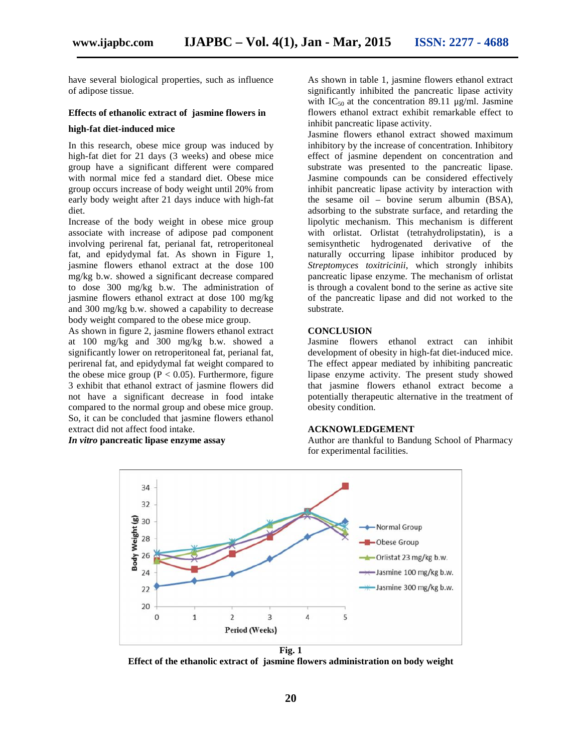have several biological properties, such as influence of adipose tissue.

### Effects of ethanolic extract of jasmine flowers in high-fat diet-induced mice

In this research, obese mice group was induced by high-fat diet for 21 days (3 weeks) and obese mice group have a significant different were compared with normal mice fed a standard diet. Obese mice group occurs increase of body weight until 20% from early body weight after 21 days induce with high-fat diet.

Increase of the body weight in obese mice group associate with increase of adipose pad component involving perirenal fat, perianal fat, retroperitoneal fat, and epidydymal fat. As shown in Figure 1, jasmine flowers ethanol extract at the dose 100 mg/kg b.w. showed a significant decrease compared to dose 300 mg/kg b.w. The administration of jasmine flowers ethanol extract at dose 100 mg/kg and 300 mg/kg b.w. showed a capability to decrease body weight compared to the obese mice group.

As shown in figure 2, jasmine flowers ethanol extract at 100 mg/kg and 300 mg/kg b.w. showed a significantly lower on retroperitoneal fat, perianal fat, perirenal fat, and epidydymal fat weight compared to the obese mice group ($P < 0.05$). Furthermore, figure 3 exhibit that ethanol extract of jasmine flowers did not have a significant decrease in food intake compared to the normal group and obese mice group. So, it can be concluded that jasmine flowers ethanol extract did not affect food intake.

### *In vitro* pancreatic lipase enzyme assay

As shown in table 1, jasmine flowers ethanol extract significantly inhibited the pancreatic lipase activity with $IC_{50}$ at the concentration 89.11 µg/ml. Jasmine flowers ethanol extract exhibit remarkable effect to inhibit pancreatic lipase activity.

Jasmine flowers ethanol extract showed maximum inhibitory by the increase of concentration. Inhibitory effect of jasmine dependent on concentration and substrate was presented to the pancreatic lipase. Jasmine compounds can be considered effectively inhibit pancreatic lipase activity by interaction with the sesame oil – bovine serum albumin (BSA), adsorbing to the substrate surface, and retarding the lipolytic mechanism. This mechanism is different with orlistat. Orlistat (tetrahydrolipstatin), is a semisynthetic hydrogenated derivative of the naturally occurring lipase inhibitor produced by *Streptomyces toxitricinii*, which strongly inhibits pancreatic lipase enzyme. The mechanism of orlistat is through a covalent bond to the serine as active site of the pancreatic lipase and did not worked to the substrate.

## CONCLUSION

Jasmine flowers ethanol extract can inhibit development of obesity in high-fat diet-induced mice. The effect appear mediated by inhibiting pancreatic lipase enzyme activity. The present study showed that jasmine flowers ethanol extract become a potentially therapeutic alternative in the treatment of obesity condition.

## ACKNOWLEDGEMENT

Author are thankful to Bandung School of Pharmacy for experimental facilities.

**Fig. 1**
**Effect of the ethanolic extract of jasmine flowers administration on body weight**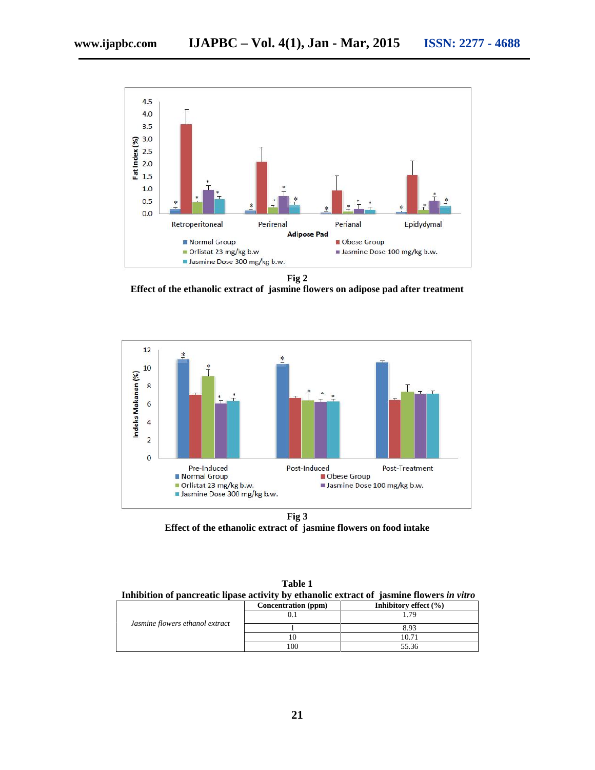**Fig 2**
**Effect of the ethanolic extract of jasmine flowers on adipose pad after treatment**

**Fig 3**
**Effect of the ethanolic extract of jasmine flowers on food intake**

**Table 1**
**Inhibition of pancreatic lipase activity by ethanolic extract of jasmine flowers *in vitro***

| | Concentration (ppm) | Inhibitory effect (%) |
|---|---|---|
| *Jasmine flowers ethanol extract* | 0.1 | 1.79 |
| | 1 | 8.93 |
| | 10 | 10.71 |
| | 100 | 55.36 |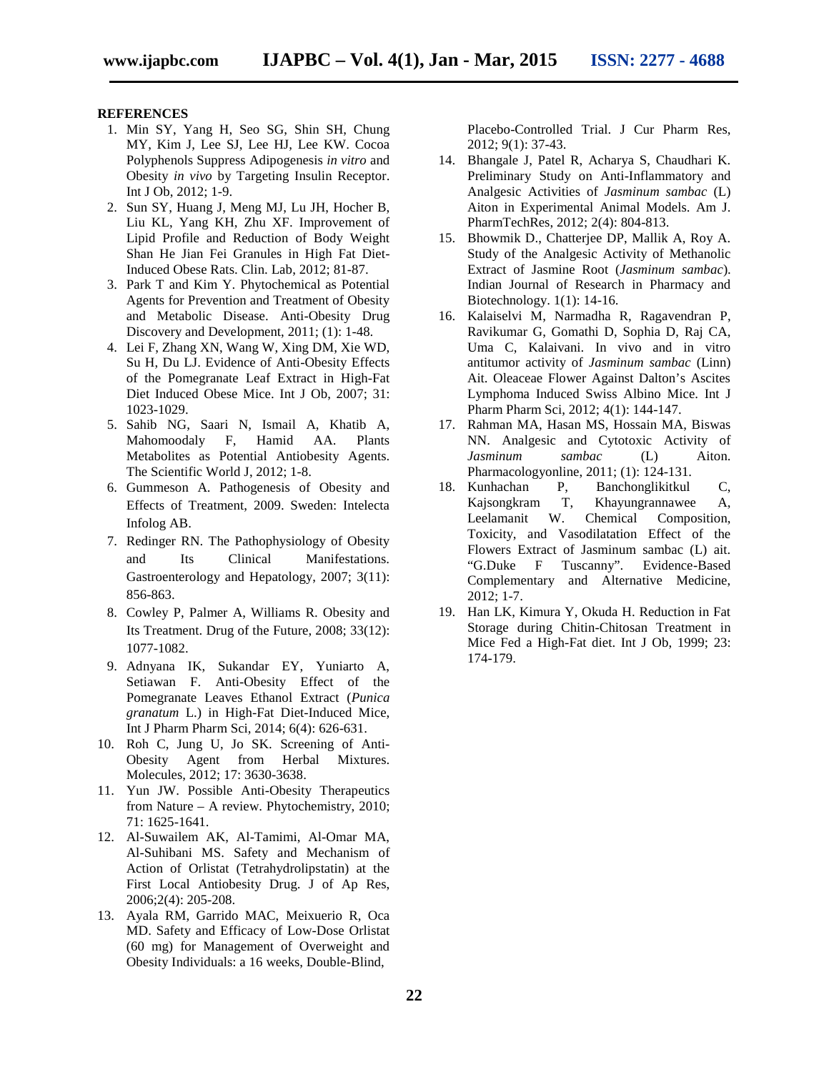## REFERENCES

1. Min SY, Yang H, Seo SG, Shin SH, Chung MY, Kim J, Lee SJ, Lee HJ, Lee KW. Cocoa Polyphenols Suppress Adipogenesis *in vitro* and Obesity *in vivo* by Targeting Insulin Receptor. Int J Ob, 2012; 1-9.
2. Sun SY, Huang J, Meng MJ, Lu JH, Hocher B, Liu KL, Yang KH, Zhu XF. Improvement of Lipid Profile and Reduction of Body Weight Shan He Jian Fei Granules in High Fat Diet-Induced Obese Rats. Clin. Lab, 2012; 81-87.
3. Park T and Kim Y. Phytochemical as Potential Agents for Prevention and Treatment of Obesity and Metabolic Disease. Anti-Obesity Drug Discovery and Development, 2011; (1): 1-48.
4. Lei F, Zhang XN, Wang W, Xing DM, Xie WD, Su H, Du LJ. Evidence of Anti-Obesity Effects of the Pomegranate Leaf Extract in High-Fat Diet Induced Obese Mice. Int J Ob, 2007; 31: 1023-1029.
5. Sahib NG, Saari N, Ismail A, Khatib A, Mahomoodaly F, Hamid AA. Plants Metabolites as Potential Antiobesity Agents. The Scientific World J, 2012; 1-8.
6. Gummeson A. Pathogenesis of Obesity and Effects of Treatment, 2009. Sweden: Intelecta Infolog AB.
7. Redinger RN. The Pathophysiology of Obesity and Its Clinical Manifestations. Gastroenterology and Hepatology, 2007; 3(11): 856-863.
8. Cowley P, Palmer A, Williams R. Obesity and Its Treatment. Drug of the Future, 2008; 33(12): 1077-1082.
9. Adnyana IK, Sukandar EY, Yuniarto A, Setiawan F. Anti-Obesity Effect of the Pomegranate Leaves Ethanol Extract (*Punica granatum* L.) in High-Fat Diet-Induced Mice, Int J Pharm Pharm Sci, 2014; 6(4): 626-631.
10. Roh C, Jung U, Jo SK. Screening of Anti-Obesity Agent from Herbal Mixtures. Molecules, 2012; 17: 3630-3638.
11. Yun JW. Possible Anti-Obesity Therapeutics from Nature – A review. Phytochemistry, 2010; 71: 1625-1641.
12. Al-Suwailem AK, Al-Tamimi, Al-Omar MA, Al-Suhibani MS. Safety and Mechanism of Action of Orlistat (Tetrahydrolipstatin) at the First Local Antiobesity Drug. J of Ap Res, 2006;2(4): 205-208.
13. Ayala RM, Garrido MAC, Meixuerio R, Oca MD. Safety and Efficacy of Low-Dose Orlistat (60 mg) for Management of Overweight and Obesity Individuals: a 16 weeks, Double-Blind, Placebo-Controlled Trial. J Cur Pharm Res, 2012; 9(1): 37-43.
14. Bhangale J, Patel R, Acharya S, Chaudhari K. Preliminary Study on Anti-Inflammatory and Analgesic Activities of *Jasminum sambac* (L) Aiton in Experimental Animal Models. Am J. PharmTechRes, 2012; 2(4): 804-813.
15. Bhowmik D., Chatterjee DP, Mallik A, Roy A. Study of the Analgesic Activity of Methanolic Extract of Jasmine Root (*Jasminum sambac*). Indian Journal of Research in Pharmacy and Biotechnology. 1(1): 14-16.
16. Kalaiselvi M, Narmadha R, Ragavendran P, Ravikumar G, Gomathi D, Sophia D, Raj CA, Uma C, Kalaivani. In vivo and in vitro antitumor activity of *Jasminum sambac* (Linn) Ait. Oleaceae Flower Against Dalton's Ascites Lymphoma Induced Swiss Albino Mice. Int J Pharm Pharm Sci, 2012; 4(1): 144-147.
17. Rahman MA, Hasan MS, Hossain MA, Biswas NN. Analgesic and Cytotoxic Activity of *Jasminum sambac* (L) Aiton. Pharmacologyonline, 2011; (1): 124-131.
18. Kunhachan P, Banchonglikitkul C, Kajsongkram T, Khayungrannawee A, Leelamanit W. Chemical Composition, Toxicity, and Vasodilatation Effect of the Flowers Extract of Jasminum sambac (L) ait. "G.Duke F Tuscanny". Evidence-Based Complementary and Alternative Medicine, 2012; 1-7.
19. Han LK, Kimura Y, Okuda H. Reduction in Fat Storage during Chitin-Chitosan Treatment in Mice Fed a High-Fat diet. Int J Ob, 1999; 23: 174-179.